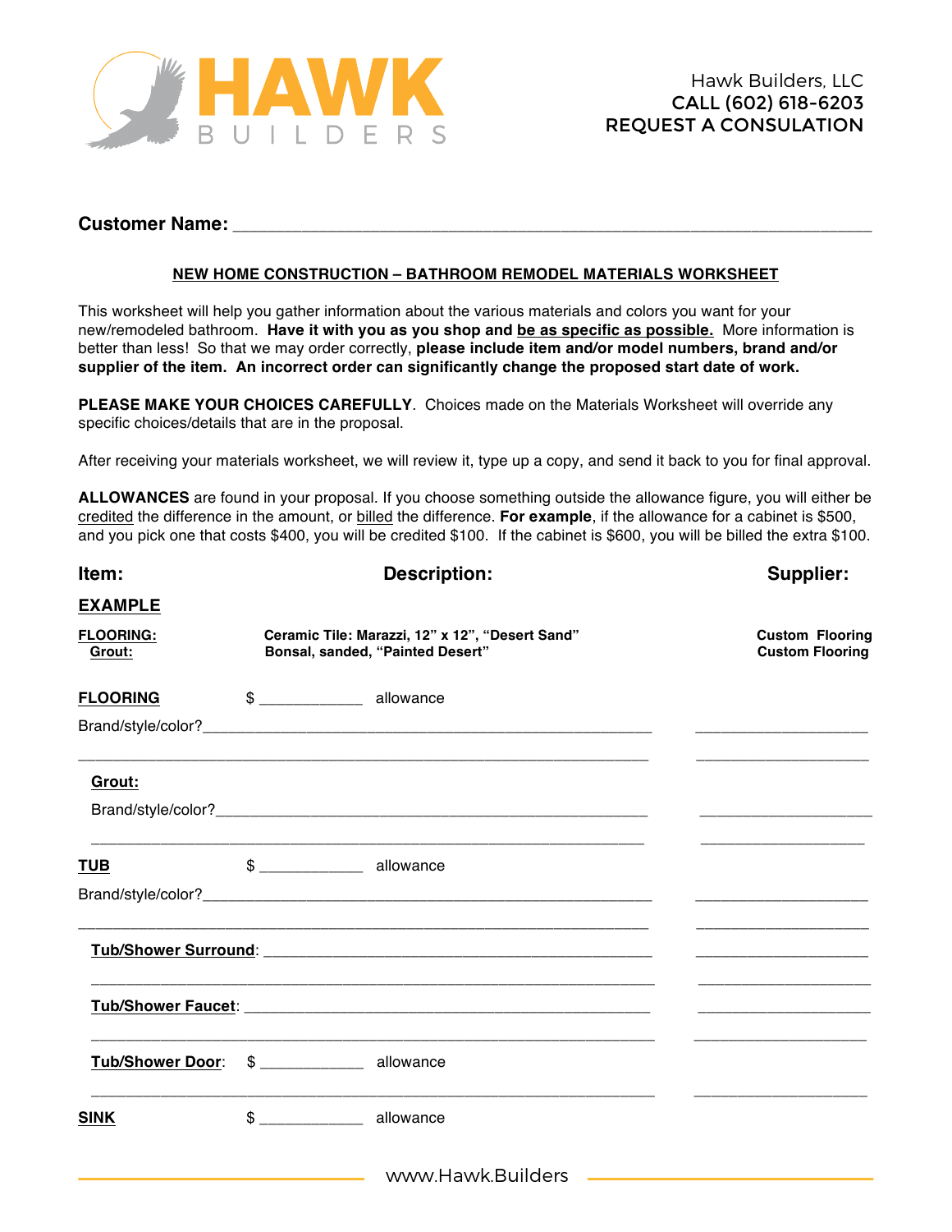HAWK BUILDERS

Hawk Builders, LLC
CALL (602) 618-6203
REQUEST A CONSULATION

**Customer Name:** ______________________________________________________________

## NEW HOME CONSTRUCTION – BATHROOM REMODEL MATERIALS WORKSHEET

This worksheet will help you gather information about the various materials and colors you want for your new/remodeled bathroom. **Have it with you as you shop and be as specific as possible.** More information is better than less! So that we may order correctly, **please include item and/or model numbers, brand and/or supplier of the item. An incorrect order can significantly change the proposed start date of work.**

**PLEASE MAKE YOUR CHOICES CAREFULLY**. Choices made on the Materials Worksheet will override any specific choices/details that are in the proposal.

After receiving your materials worksheet, we will review it, type up a copy, and send it back to you for final approval.

**ALLOWANCES** are found in your proposal. If you choose something outside the allowance figure, you will either be credited the difference in the amount, or billed the difference. **For example**, if the allowance for a cabinet is $500, and you pick one that costs $400, you will be credited $100. If the cabinet is $600, you will be billed the extra $100.

| Item: | Description: | Supplier: |
|---|---|---|
| **EXAMPLE** | | |
| **FLOORING:** | **Ceramic Tile: Marazzi, 12" x 12", "Desert Sand"** | **Custom Flooring** |
| **Grout:** | **Bonsal, sanded, "Painted Desert"** | **Custom Flooring** |

**FLOORING** $ ____________ allowance

Brand/style/color?_____________________________________________________ ____________________

______________________________________________________________ ____________________

**Grout:**

Brand/style/color?_____________________________________________________ ____________________

______________________________________________________________ ____________________

**TUB** $ ____________ allowance

Brand/style/color?_____________________________________________________ ____________________

______________________________________________________________ ____________________

**Tub/Shower Surround**: ______________________________________________ ____________________

______________________________________________________________ ____________________

**Tub/Shower Faucet**: ________________________________________________ ____________________

______________________________________________________________ ____________________

**Tub/Shower Door**: $ ____________ allowance

______________________________________________________________ ____________________

**SINK** $ ____________ allowance

www.Hawk.Builders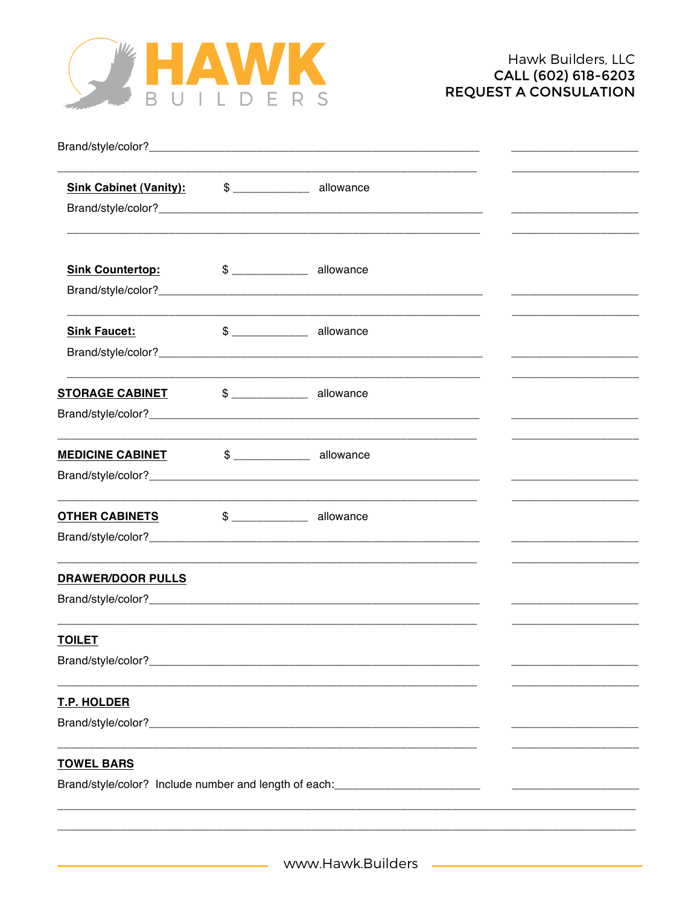Brand/style/color?_______________________________________________________ ____________________

_____________________________________________________________________ ____________________

**Sink Cabinet (Vanity):** $ ____________ allowance

Brand/style/color?_______________________________________________________ ____________________

_____________________________________________________________________ ____________________

**Sink Countertop:** $ ____________ allowance

Brand/style/color?_______________________________________________________ ____________________

_____________________________________________________________________ ____________________

**Sink Faucet:** $ ____________ allowance

Brand/style/color?_______________________________________________________ ____________________

_____________________________________________________________________ ____________________

**STORAGE CABINET** $ ____________ allowance

Brand/style/color?_______________________________________________________ ____________________

_____________________________________________________________________ ____________________

**MEDICINE CABINET** $ ____________ allowance

Brand/style/color?_______________________________________________________ ____________________

_____________________________________________________________________ ____________________

**OTHER CABINETS** $ ____________ allowance

Brand/style/color?_______________________________________________________ ____________________

_____________________________________________________________________ ____________________

**DRAWER/DOOR PULLS**

Brand/style/color?_______________________________________________________ ____________________

_____________________________________________________________________ ____________________

**TOILET**

Brand/style/color?_______________________________________________________ ____________________

_____________________________________________________________________ ____________________

**T.P. HOLDER**

Brand/style/color?_______________________________________________________ ____________________

_____________________________________________________________________ ____________________

**TOWEL BARS**

Brand/style/color? Include number and length of each:_______________________ ____________________

_____________________________________________________________________________________________

_____________________________________________________________________________________________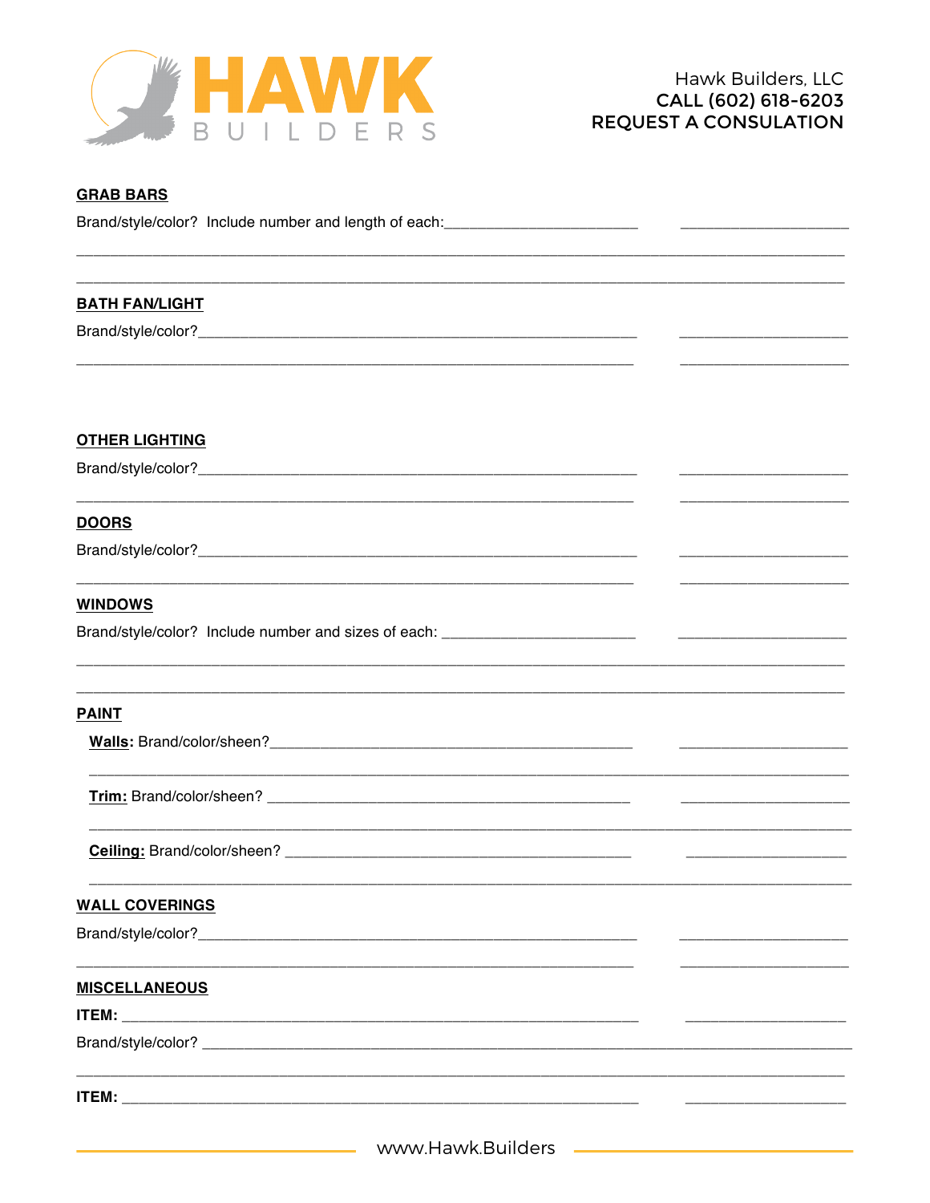Hawk Builders, LLC
CALL (602) 618-6203
REQUEST A CONSULATION

**GRAB BARS**

Brand/style/color? Include number and length of each:________________________ ____________________

_______________________________________________________________________________________________

_______________________________________________________________________________________________

**BATH FAN/LIGHT**

Brand/style/color?_______________________________________________________ ____________________

_______________________________________________________________________ ____________________

**OTHER LIGHTING**

Brand/style/color?_______________________________________________________ ____________________

_______________________________________________________________________ ____________________

**DOORS**

Brand/style/color?_______________________________________________________ ____________________

_______________________________________________________________________ ____________________

**WINDOWS**

Brand/style/color? Include number and sizes of each: ________________________ ____________________

_______________________________________________________________________________________________

_______________________________________________________________________________________________

**PAINT**

**Walls:** Brand/color/sheen?_____________________________________________ ____________________

_______________________________________________________________________________________________

**Trim:** Brand/color/sheen? ______________________________________________ ____________________

_______________________________________________________________________________________________

**Ceiling:** Brand/color/sheen? ___________________________________________ ____________________

_______________________________________________________________________________________________

**WALL COVERINGS**

Brand/style/color?_______________________________________________________ ____________________

_______________________________________________________________________ ____________________

**MISCELLANEOUS**

**ITEM:** ____________________________________________________________ ____________________

Brand/style/color? _______________________________________________________________________________

_______________________________________________________________________________________________

**ITEM:** ____________________________________________________________ ____________________

www.Hawk.Builders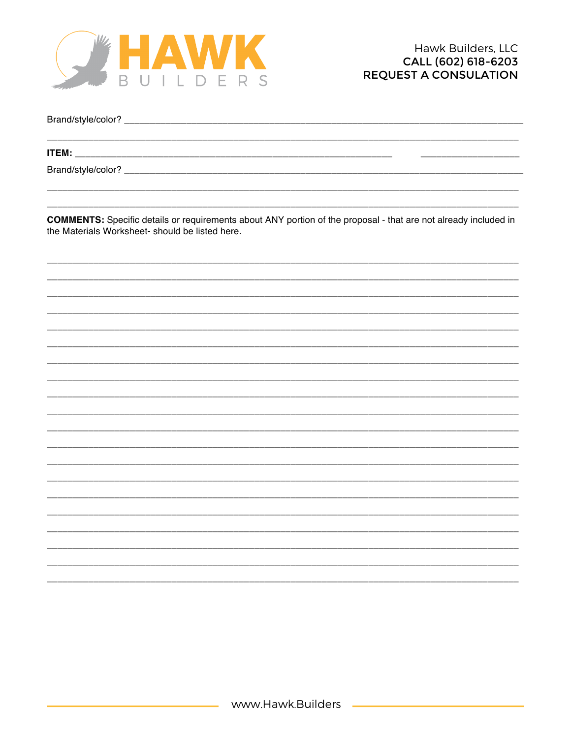Hawk Builders, LLC
CALL (602) 618-6203
REQUEST A CONSULATION

Brand/style/color? ______________________________________________________________________________

______________________________________________________________________________________________

**ITEM:** _______________________________________________________________ __________________

Brand/style/color? ______________________________________________________________________________

______________________________________________________________________________________________

______________________________________________________________________________________________

**COMMENTS:** Specific details or requirements about ANY portion of the proposal - that are not already included in the Materials Worksheet- should be listed here.

______________________________________________________________________________________________

______________________________________________________________________________________________

______________________________________________________________________________________________

______________________________________________________________________________________________

______________________________________________________________________________________________

______________________________________________________________________________________________

______________________________________________________________________________________________

______________________________________________________________________________________________

______________________________________________________________________________________________

______________________________________________________________________________________________

______________________________________________________________________________________________

______________________________________________________________________________________________

______________________________________________________________________________________________

______________________________________________________________________________________________

______________________________________________________________________________________________

______________________________________________________________________________________________

______________________________________________________________________________________________

______________________________________________________________________________________________

______________________________________________________________________________________________

______________________________________________________________________________________________

www.Hawk.Builders